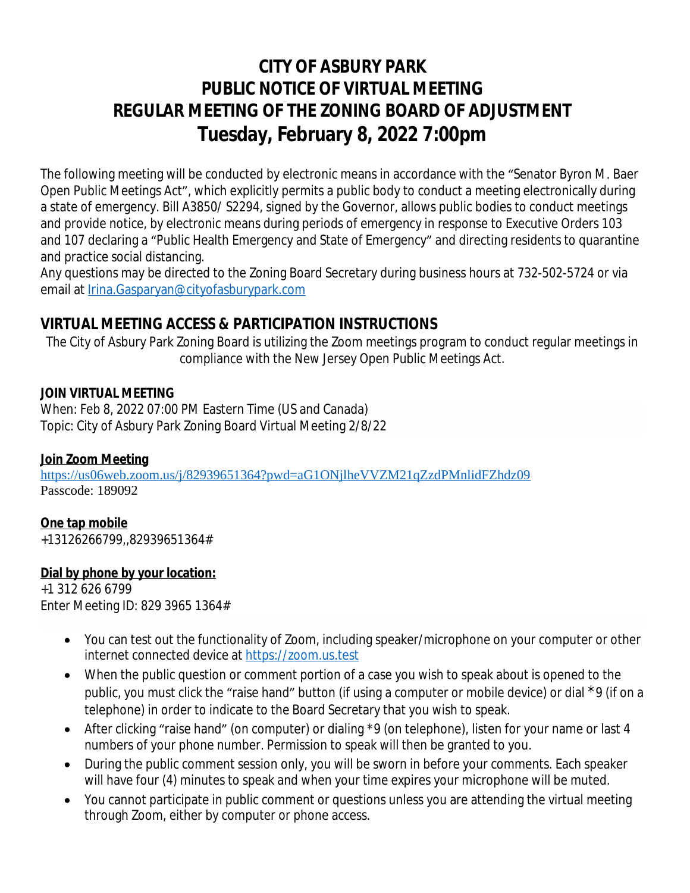# CITY OF ASBURY PARK
# PUBLIC NOTICE OF VIRTUAL MEETING
# REGULAR MEETING OF THE ZONING BOARD OF ADJUSTMENT
# Tuesday, February 8, 2022 7:00pm

The following meeting will be conducted by electronic means in accordance with the "Senator Byron M. Baer Open Public Meetings Act", which explicitly permits a public body to conduct a meeting electronically during a state of emergency. Bill A3850/ S2294, signed by the Governor, allows public bodies to conduct meetings and provide notice, by electronic means during periods of emergency in response to Executive Orders 103 and 107 declaring a "Public Health Emergency and State of Emergency" and directing residents to quarantine and practice social distancing.
Any questions may be directed to the Zoning Board Secretary during business hours at 732-502-5724 or via email at Irina.Gasparyan@cityofasburypark.com

## VIRTUAL MEETING ACCESS & PARTICIPATION INSTRUCTIONS

The City of Asbury Park Zoning Board is utilizing the Zoom meetings program to conduct regular meetings in compliance with the New Jersey Open Public Meetings Act.

**JOIN VIRTUAL MEETING**
When: Feb 8, 2022 07:00 PM Eastern Time (US and Canada)
Topic: City of Asbury Park Zoning Board Virtual Meeting 2/8/22

**Join Zoom Meeting**
https://us06web.zoom.us/j/82939651364?pwd=aG1ONjlheVVZM21qZzdPMnlidFZhdz09
Passcode: 189092

**One tap mobile**
+13126266799,,82939651364#

**Dial by phone by your location:**
+1 312 626 6799
Enter Meeting ID: 829 3965 1364#

- You can test out the functionality of Zoom, including speaker/microphone on your computer or other internet connected device at https://zoom.us.test
- When the public question or comment portion of a case you wish to speak about is opened to the public, you must click the "raise hand" button (if using a computer or mobile device) or dial *9 (if on a telephone) in order to indicate to the Board Secretary that you wish to speak.
- After clicking "raise hand" (on computer) or dialing *9 (on telephone), listen for your name or last 4 numbers of your phone number. Permission to speak will then be granted to you.
- During the public comment session only, you will be sworn in before your comments. Each speaker will have four (4) minutes to speak and when your time expires your microphone will be muted.
- You cannot participate in public comment or questions unless you are attending the virtual meeting through Zoom, either by computer or phone access.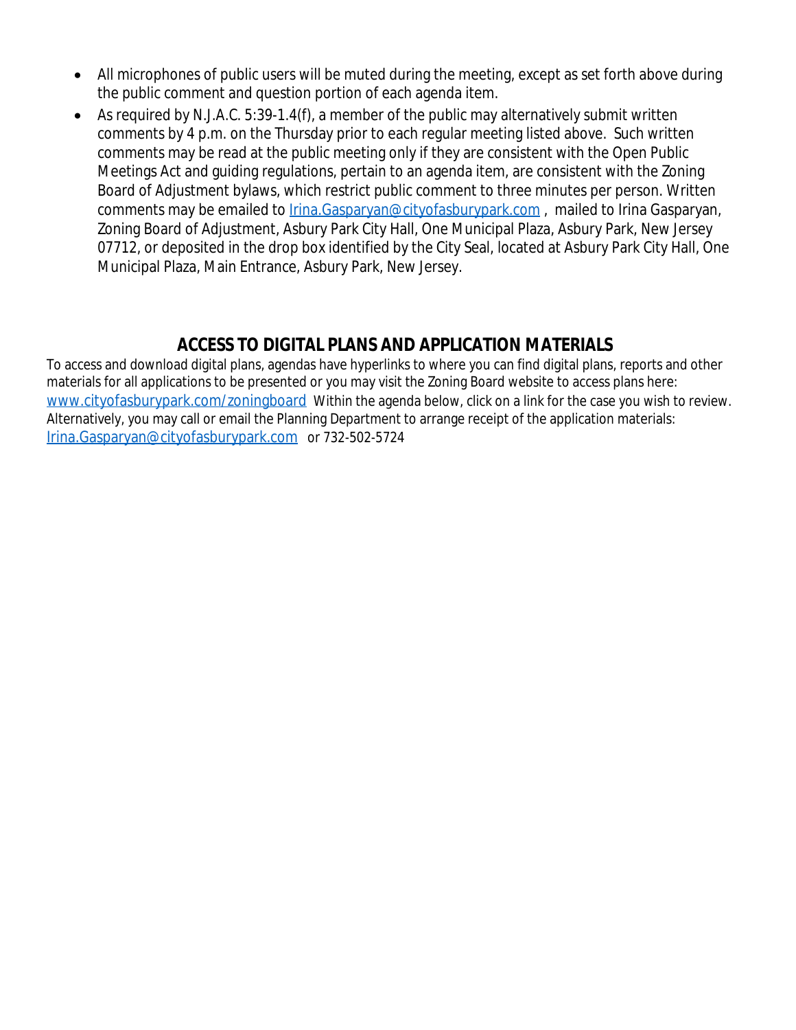- All microphones of public users will be muted during the meeting, except as set forth above during the public comment and question portion of each agenda item.
- As required by N.J.A.C. 5:39-1.4(f), a member of the public may alternatively submit written comments by 4 p.m. on the Thursday prior to each regular meeting listed above. Such written comments may be read at the public meeting only if they are consistent with the Open Public Meetings Act and guiding regulations, pertain to an agenda item, are consistent with the Zoning Board of Adjustment bylaws, which restrict public comment to three minutes per person. Written comments may be emailed to Irina.Gasparyan@cityofasburypark.com , mailed to Irina Gasparyan, Zoning Board of Adjustment, Asbury Park City Hall, One Municipal Plaza, Asbury Park, New Jersey 07712, or deposited in the drop box identified by the City Seal, located at Asbury Park City Hall, One Municipal Plaza, Main Entrance, Asbury Park, New Jersey.

## ACCESS TO DIGITAL PLANS AND APPLICATION MATERIALS

To access and download digital plans, agendas have hyperlinks to where you can find digital plans, reports and other materials for all applications to be presented or you may visit the Zoning Board website to access plans here: www.cityofasburypark.com/zoningboard Within the agenda below, click on a link for the case you wish to review. Alternatively, you may call or email the Planning Department to arrange receipt of the application materials: Irina.Gasparyan@cityofasburypark.com or 732-502-5724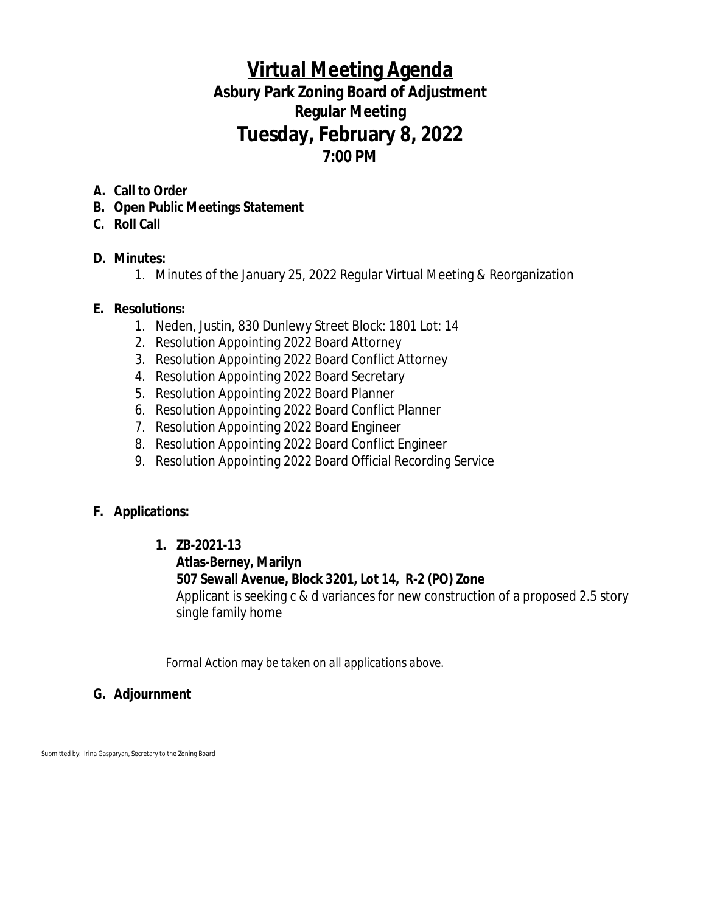# Virtual Meeting Agenda

## Asbury Park Zoning Board of Adjustment

## Regular Meeting

# Tuesday, February 8, 2022

## 7:00 PM

**A. Call to Order**

**B. Open Public Meetings Statement**

**C. Roll Call**

**D. Minutes:**

1. Minutes of the January 25, 2022 Regular Virtual Meeting & Reorganization

**E. Resolutions:**

1. Neden, Justin, 830 Dunlewy Street Block: 1801 Lot: 14
2. Resolution Appointing 2022 Board Attorney
3. Resolution Appointing 2022 Board Conflict Attorney
4. Resolution Appointing 2022 Board Secretary
5. Resolution Appointing 2022 Board Planner
6. Resolution Appointing 2022 Board Conflict Planner
7. Resolution Appointing 2022 Board Engineer
8. Resolution Appointing 2022 Board Conflict Engineer
9. Resolution Appointing 2022 Board Official Recording Service

**F. Applications:**

1. **ZB-2021-13**
   **Atlas-Berney, Marilyn**
   **507 Sewall Avenue, Block 3201, Lot 14, R-2 (PO) Zone**
   Applicant is seeking c & d variances for new construction of a proposed 2.5 story single family home

*Formal Action may be taken on all applications above.*

**G. Adjournment**

Submitted by: Irina Gasparyan, Secretary to the Zoning Board